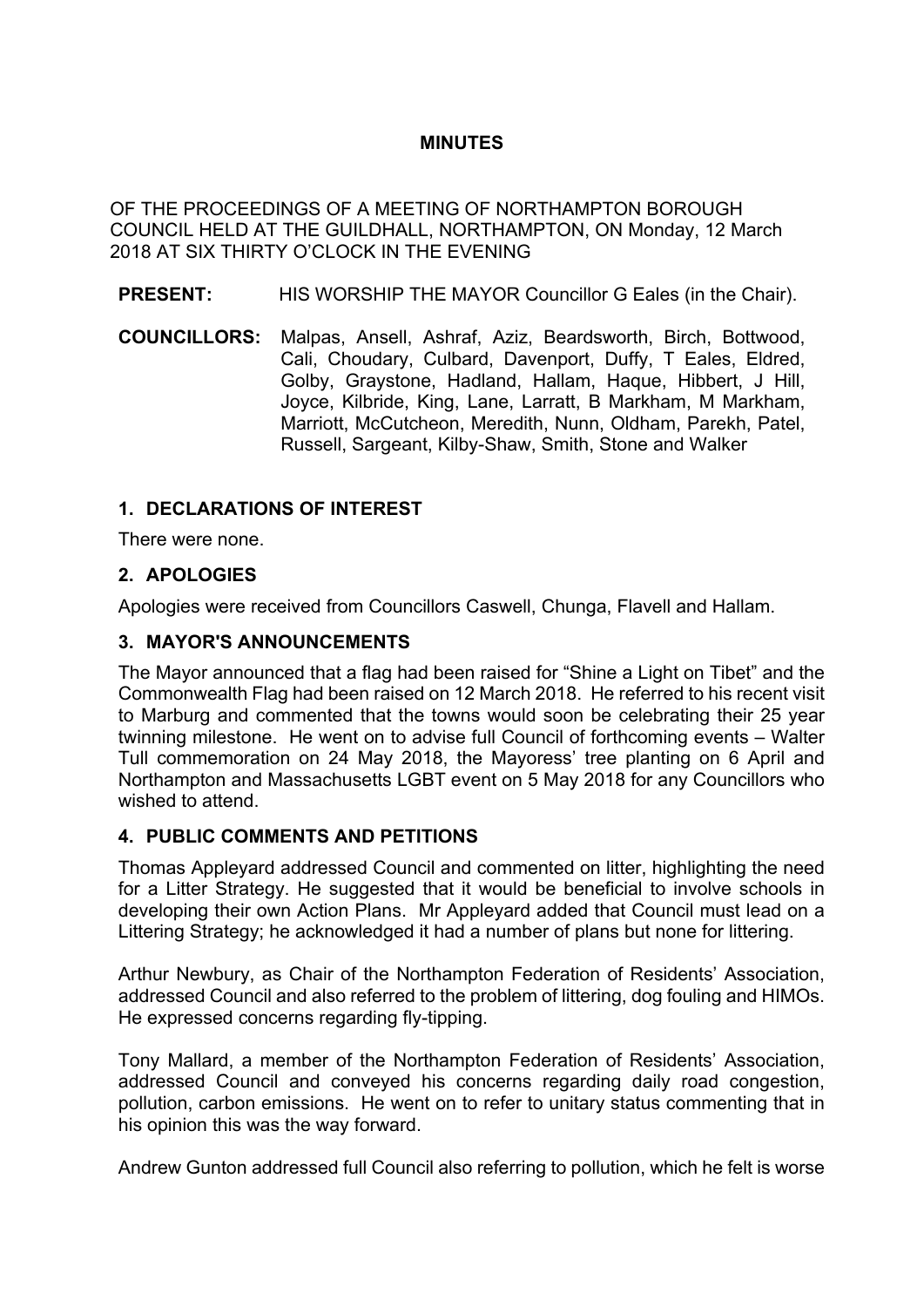# MINUTES

OF THE PROCEEDINGS OF A MEETING OF NORTHAMPTON BOROUGH COUNCIL HELD AT THE GUILDHALL, NORTHAMPTON, ON Monday, 12 March 2018 AT SIX THIRTY O'CLOCK IN THE EVENING

**PRESENT:** HIS WORSHIP THE MAYOR Councillor G Eales (in the Chair).

**COUNCILLORS:** Malpas, Ansell, Ashraf, Aziz, Beardsworth, Birch, Bottwood, Cali, Choudary, Culbard, Davenport, Duffy, T Eales, Eldred, Golby, Graystone, Hadland, Hallam, Haque, Hibbert, J Hill, Joyce, Kilbride, King, Lane, Larratt, B Markham, M Markham, Marriott, McCutcheon, Meredith, Nunn, Oldham, Parekh, Patel, Russell, Sargeant, Kilby-Shaw, Smith, Stone and Walker

## 1. DECLARATIONS OF INTEREST

There were none.

## 2. APOLOGIES

Apologies were received from Councillors Caswell, Chunga, Flavell and Hallam.

## 3. MAYOR'S ANNOUNCEMENTS

The Mayor announced that a flag had been raised for "Shine a Light on Tibet" and the Commonwealth Flag had been raised on 12 March 2018. He referred to his recent visit to Marburg and commented that the towns would soon be celebrating their 25 year twinning milestone. He went on to advise full Council of forthcoming events – Walter Tull commemoration on 24 May 2018, the Mayoress' tree planting on 6 April and Northampton and Massachusetts LGBT event on 5 May 2018 for any Councillors who wished to attend.

## 4. PUBLIC COMMENTS AND PETITIONS

Thomas Appleyard addressed Council and commented on litter, highlighting the need for a Litter Strategy. He suggested that it would be beneficial to involve schools in developing their own Action Plans. Mr Appleyard added that Council must lead on a Littering Strategy; he acknowledged it had a number of plans but none for littering.

Arthur Newbury, as Chair of the Northampton Federation of Residents' Association, addressed Council and also referred to the problem of littering, dog fouling and HIMOs. He expressed concerns regarding fly-tipping.

Tony Mallard, a member of the Northampton Federation of Residents' Association, addressed Council and conveyed his concerns regarding daily road congestion, pollution, carbon emissions. He went on to refer to unitary status commenting that in his opinion this was the way forward.

Andrew Gunton addressed full Council also referring to pollution, which he felt is worse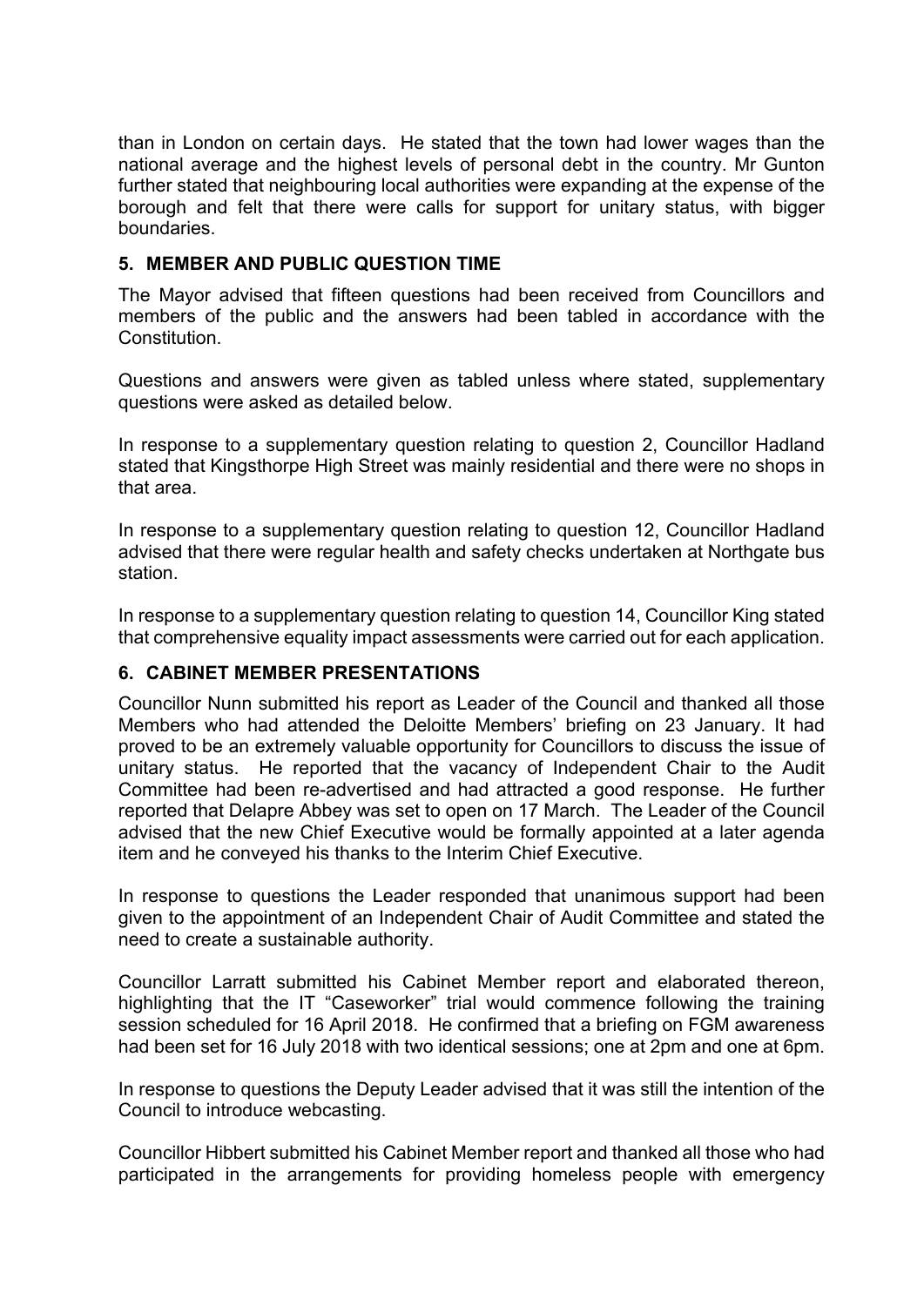than in London on certain days. He stated that the town had lower wages than the national average and the highest levels of personal debt in the country. Mr Gunton further stated that neighbouring local authorities were expanding at the expense of the borough and felt that there were calls for support for unitary status, with bigger boundaries.

## 5. MEMBER AND PUBLIC QUESTION TIME

The Mayor advised that fifteen questions had been received from Councillors and members of the public and the answers had been tabled in accordance with the Constitution.

Questions and answers were given as tabled unless where stated, supplementary questions were asked as detailed below.

In response to a supplementary question relating to question 2, Councillor Hadland stated that Kingsthorpe High Street was mainly residential and there were no shops in that area.

In response to a supplementary question relating to question 12, Councillor Hadland advised that there were regular health and safety checks undertaken at Northgate bus station.

In response to a supplementary question relating to question 14, Councillor King stated that comprehensive equality impact assessments were carried out for each application.

## 6. CABINET MEMBER PRESENTATIONS

Councillor Nunn submitted his report as Leader of the Council and thanked all those Members who had attended the Deloitte Members' briefing on 23 January. It had proved to be an extremely valuable opportunity for Councillors to discuss the issue of unitary status. He reported that the vacancy of Independent Chair to the Audit Committee had been re-advertised and had attracted a good response. He further reported that Delapre Abbey was set to open on 17 March. The Leader of the Council advised that the new Chief Executive would be formally appointed at a later agenda item and he conveyed his thanks to the Interim Chief Executive.

In response to questions the Leader responded that unanimous support had been given to the appointment of an Independent Chair of Audit Committee and stated the need to create a sustainable authority.

Councillor Larratt submitted his Cabinet Member report and elaborated thereon, highlighting that the IT "Caseworker" trial would commence following the training session scheduled for 16 April 2018. He confirmed that a briefing on FGM awareness had been set for 16 July 2018 with two identical sessions; one at 2pm and one at 6pm.

In response to questions the Deputy Leader advised that it was still the intention of the Council to introduce webcasting.

Councillor Hibbert submitted his Cabinet Member report and thanked all those who had participated in the arrangements for providing homeless people with emergency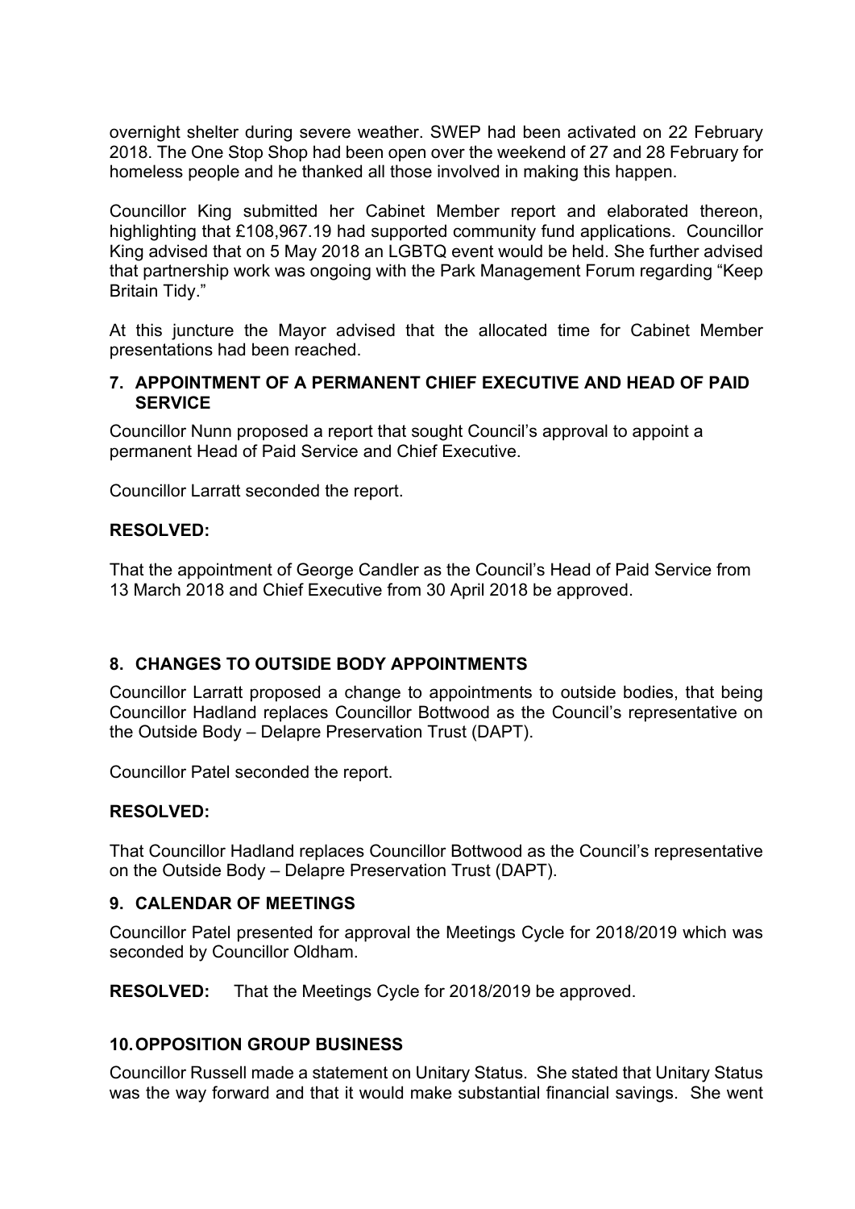overnight shelter during severe weather. SWEP had been activated on 22 February 2018. The One Stop Shop had been open over the weekend of 27 and 28 February for homeless people and he thanked all those involved in making this happen.

Councillor King submitted her Cabinet Member report and elaborated thereon, highlighting that £108,967.19 had supported community fund applications. Councillor King advised that on 5 May 2018 an LGBTQ event would be held. She further advised that partnership work was ongoing with the Park Management Forum regarding "Keep Britain Tidy."

At this juncture the Mayor advised that the allocated time for Cabinet Member presentations had been reached.

## 7. APPOINTMENT OF A PERMANENT CHIEF EXECUTIVE AND HEAD OF PAID SERVICE

Councillor Nunn proposed a report that sought Council's approval to appoint a permanent Head of Paid Service and Chief Executive.

Councillor Larratt seconded the report.

**RESOLVED:**

That the appointment of George Candler as the Council's Head of Paid Service from 13 March 2018 and Chief Executive from 30 April 2018 be approved.

## 8. CHANGES TO OUTSIDE BODY APPOINTMENTS

Councillor Larratt proposed a change to appointments to outside bodies, that being Councillor Hadland replaces Councillor Bottwood as the Council's representative on the Outside Body – Delapre Preservation Trust (DAPT).

Councillor Patel seconded the report.

**RESOLVED:**

That Councillor Hadland replaces Councillor Bottwood as the Council's representative on the Outside Body – Delapre Preservation Trust (DAPT).

## 9. CALENDAR OF MEETINGS

Councillor Patel presented for approval the Meetings Cycle for 2018/2019 which was seconded by Councillor Oldham.

**RESOLVED:** That the Meetings Cycle for 2018/2019 be approved.

## 10. OPPOSITION GROUP BUSINESS

Councillor Russell made a statement on Unitary Status. She stated that Unitary Status was the way forward and that it would make substantial financial savings. She went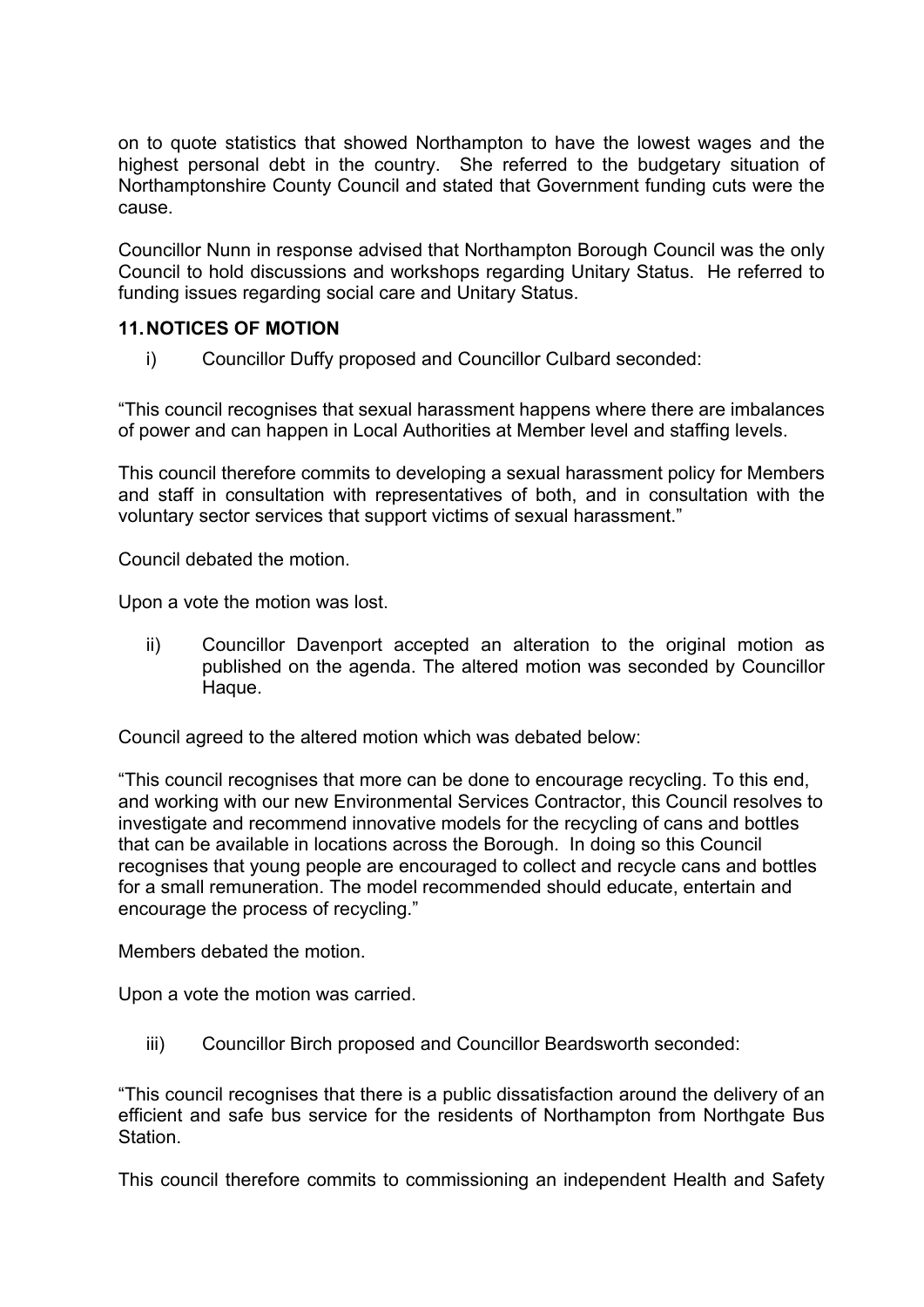on to quote statistics that showed Northampton to have the lowest wages and the highest personal debt in the country. She referred to the budgetary situation of Northamptonshire County Council and stated that Government funding cuts were the cause.

Councillor Nunn in response advised that Northampton Borough Council was the only Council to hold discussions and workshops regarding Unitary Status. He referred to funding issues regarding social care and Unitary Status.

## 11. NOTICES OF MOTION

i) Councillor Duffy proposed and Councillor Culbard seconded:

"This council recognises that sexual harassment happens where there are imbalances of power and can happen in Local Authorities at Member level and staffing levels.

This council therefore commits to developing a sexual harassment policy for Members and staff in consultation with representatives of both, and in consultation with the voluntary sector services that support victims of sexual harassment."

Council debated the motion.

Upon a vote the motion was lost.

ii) Councillor Davenport accepted an alteration to the original motion as published on the agenda. The altered motion was seconded by Councillor Haque.

Council agreed to the altered motion which was debated below:

"This council recognises that more can be done to encourage recycling. To this end, and working with our new Environmental Services Contractor, this Council resolves to investigate and recommend innovative models for the recycling of cans and bottles that can be available in locations across the Borough. In doing so this Council recognises that young people are encouraged to collect and recycle cans and bottles for a small remuneration. The model recommended should educate, entertain and encourage the process of recycling."

Members debated the motion.

Upon a vote the motion was carried.

iii) Councillor Birch proposed and Councillor Beardsworth seconded:

"This council recognises that there is a public dissatisfaction around the delivery of an efficient and safe bus service for the residents of Northampton from Northgate Bus Station.

This council therefore commits to commissioning an independent Health and Safety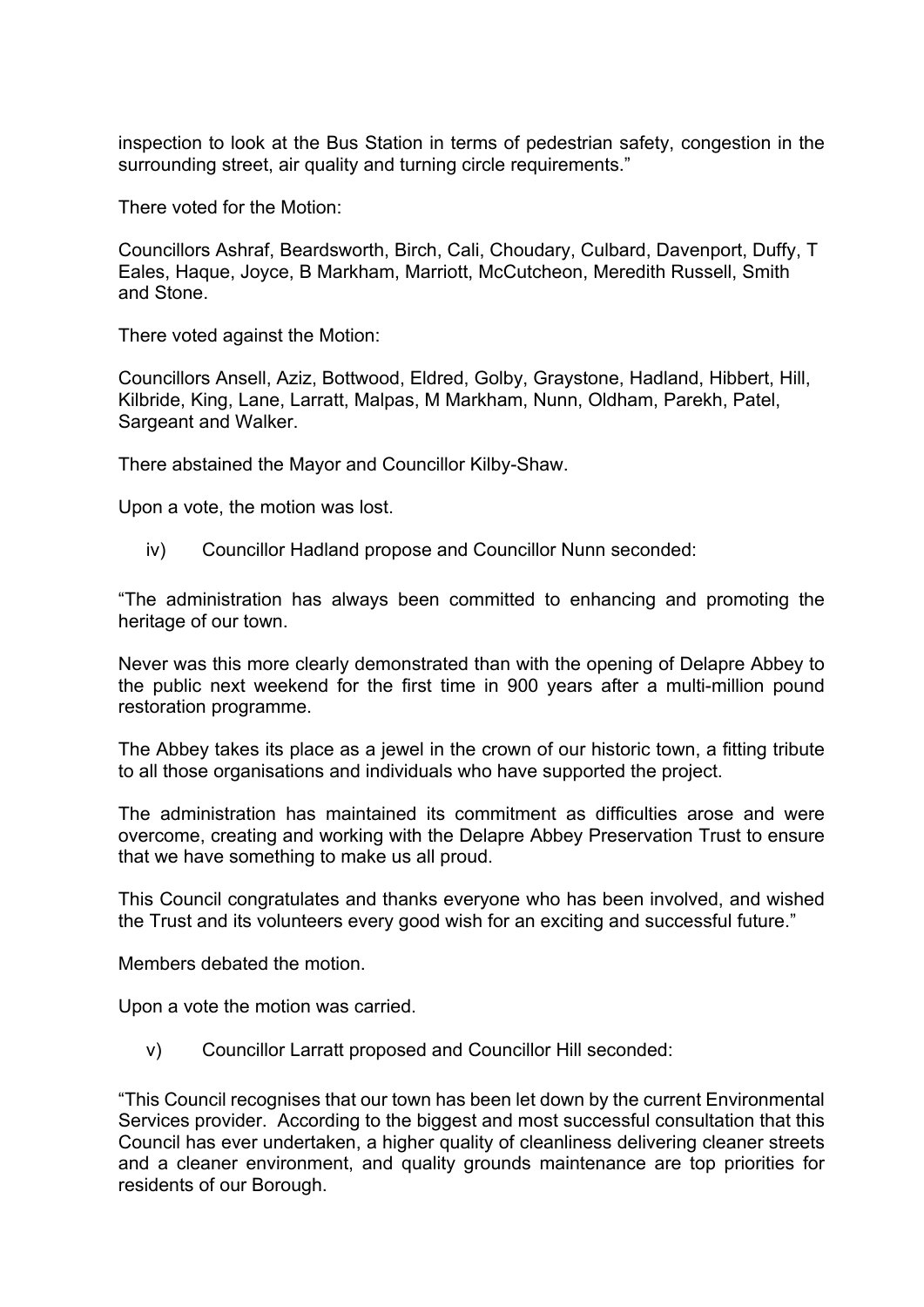inspection to look at the Bus Station in terms of pedestrian safety, congestion in the surrounding street, air quality and turning circle requirements."

There voted for the Motion:

Councillors Ashraf, Beardsworth, Birch, Cali, Choudary, Culbard, Davenport, Duffy, T Eales, Haque, Joyce, B Markham, Marriott, McCutcheon, Meredith Russell, Smith and Stone.

There voted against the Motion:

Councillors Ansell, Aziz, Bottwood, Eldred, Golby, Graystone, Hadland, Hibbert, Hill, Kilbride, King, Lane, Larratt, Malpas, M Markham, Nunn, Oldham, Parekh, Patel, Sargeant and Walker.

There abstained the Mayor and Councillor Kilby-Shaw.

Upon a vote, the motion was lost.

iv) Councillor Hadland propose and Councillor Nunn seconded:

"The administration has always been committed to enhancing and promoting the heritage of our town.

Never was this more clearly demonstrated than with the opening of Delapre Abbey to the public next weekend for the first time in 900 years after a multi-million pound restoration programme.

The Abbey takes its place as a jewel in the crown of our historic town, a fitting tribute to all those organisations and individuals who have supported the project.

The administration has maintained its commitment as difficulties arose and were overcome, creating and working with the Delapre Abbey Preservation Trust to ensure that we have something to make us all proud.

This Council congratulates and thanks everyone who has been involved, and wished the Trust and its volunteers every good wish for an exciting and successful future."

Members debated the motion.

Upon a vote the motion was carried.

v) Councillor Larratt proposed and Councillor Hill seconded:

"This Council recognises that our town has been let down by the current Environmental Services provider. According to the biggest and most successful consultation that this Council has ever undertaken, a higher quality of cleanliness delivering cleaner streets and a cleaner environment, and quality grounds maintenance are top priorities for residents of our Borough.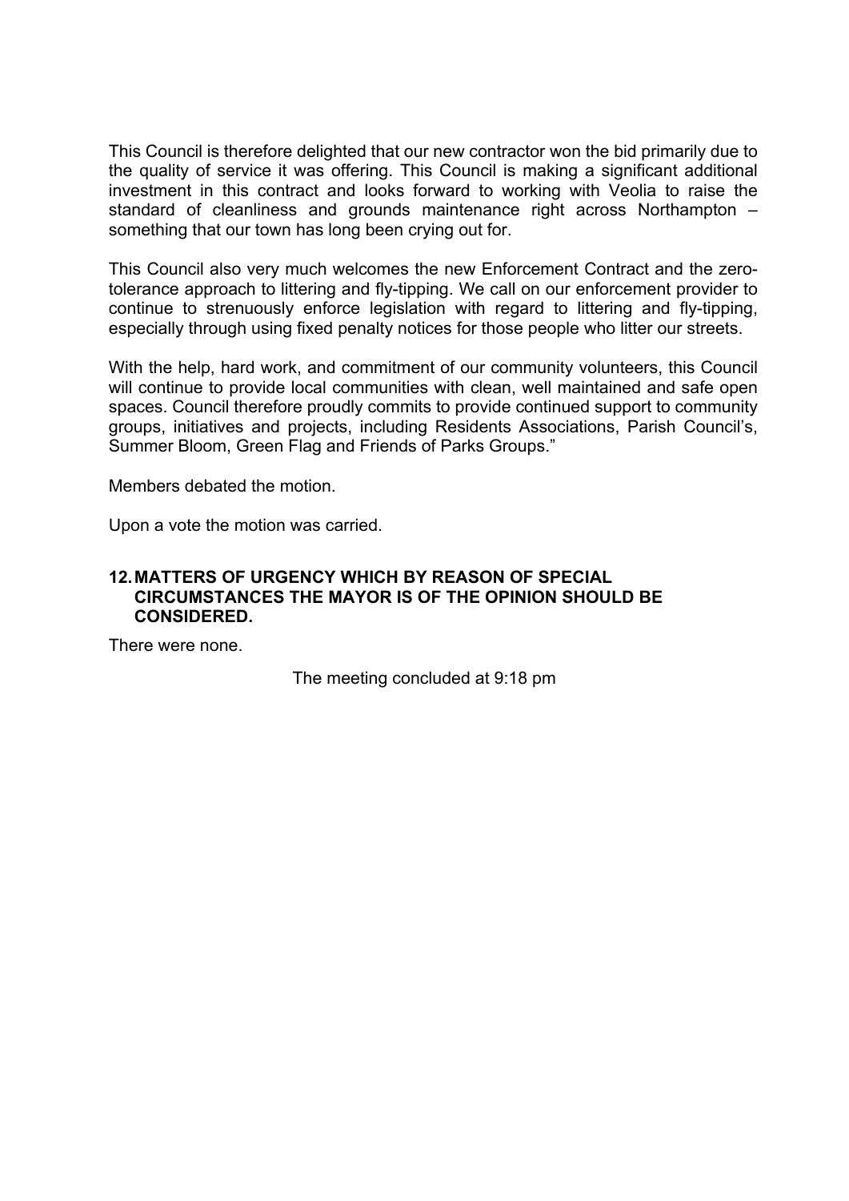This Council is therefore delighted that our new contractor won the bid primarily due to the quality of service it was offering. This Council is making a significant additional investment in this contract and looks forward to working with Veolia to raise the standard of cleanliness and grounds maintenance right across Northampton – something that our town has long been crying out for.

This Council also very much welcomes the new Enforcement Contract and the zero-tolerance approach to littering and fly-tipping. We call on our enforcement provider to continue to strenuously enforce legislation with regard to littering and fly-tipping, especially through using fixed penalty notices for those people who litter our streets.

With the help, hard work, and commitment of our community volunteers, this Council will continue to provide local communities with clean, well maintained and safe open spaces. Council therefore proudly commits to provide continued support to community groups, initiatives and projects, including Residents Associations, Parish Council's, Summer Bloom, Green Flag and Friends of Parks Groups."

Members debated the motion.

Upon a vote the motion was carried.

### 12. MATTERS OF URGENCY WHICH BY REASON OF SPECIAL CIRCUMSTANCES THE MAYOR IS OF THE OPINION SHOULD BE CONSIDERED.

There were none.

The meeting concluded at 9:18 pm